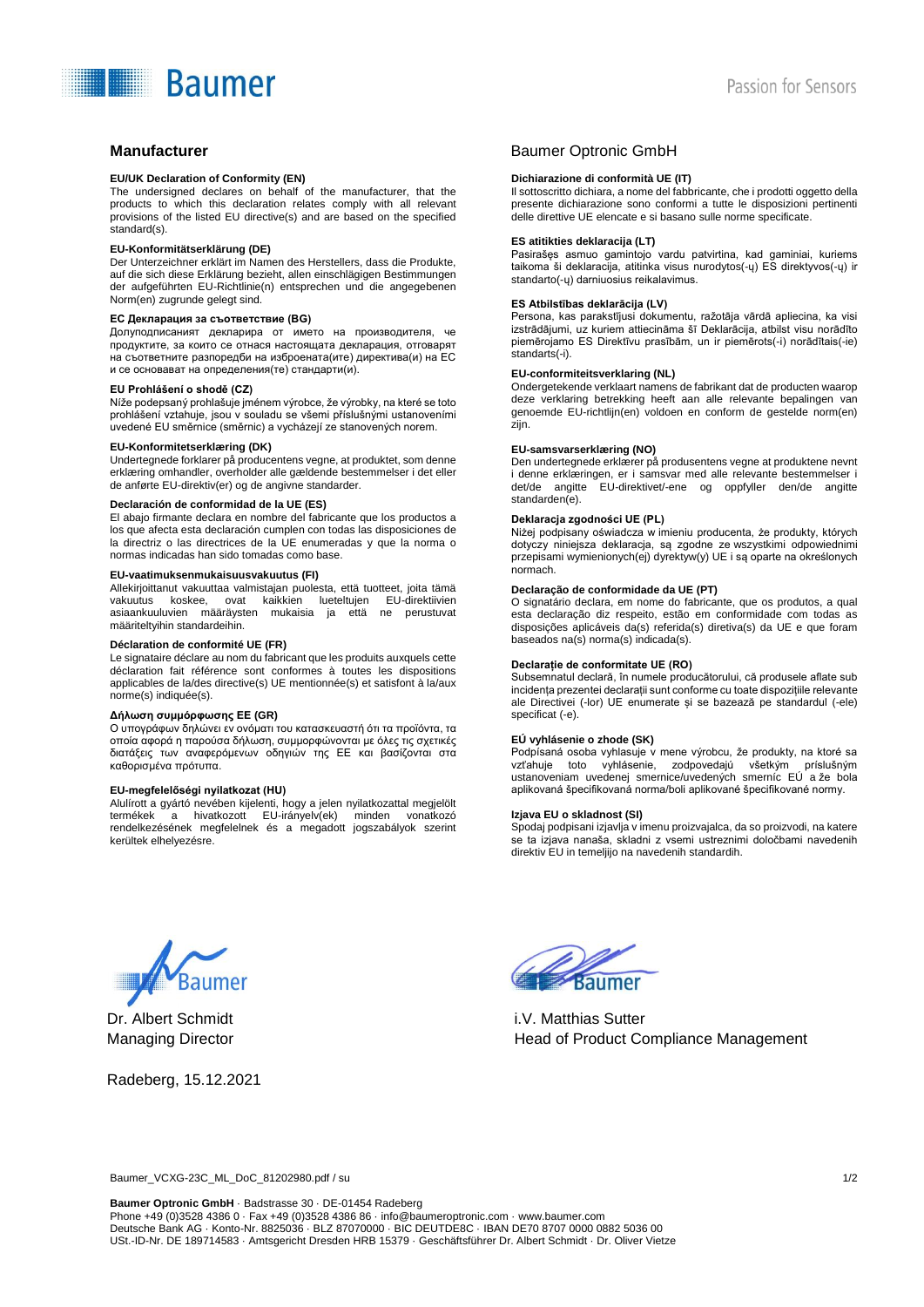## Manufacturer

Baumer Optronic GmbH

**EU/UK Declaration of Conformity (EN)**
The undersigned declares on behalf of the manufacturer, that the products to which this declaration relates comply with all relevant provisions of the listed EU directive(s) and are based on the specified standard(s).

**EU-Konformitätserklärung (DE)**
Der Unterzeichner erklärt im Namen des Herstellers, dass die Produkte, auf die sich diese Erklärung bezieht, allen einschlägigen Bestimmungen der aufgeführten EU-Richtlinie(n) entsprechen und die angegebenen Norm(en) zugrunde gelegt sind.

**ЕС Декларация за съответствие (BG)**
Долуподписаният декларира от името на производителя, че продуктите, за които се отнася настоящата декларация, отговарят на съответните разпоредби на изброената(ите) директива(и) на ЕС и се основават на определения(те) стандарти(и).

**EU Prohlášení o shodě (CZ)**
Níže podepsaný prohlašuje jménem výrobce, že výrobky, na které se toto prohlášení vztahuje, jsou v souladu se všemi příslušnými ustanoveními uvedené EU směrnice (směrnic) a vycházejí ze stanovených norem.

**EU-Konformitetserklæring (DK)**
Undertegnede forklarer på producentens vegne, at produktet, som denne erklæring omhandler, overholder alle gældende bestemmelser i det eller de anførte EU-direktiv(er) og de angivne standarder.

**Declaración de conformidad de la UE (ES)**
El abajo firmante declara en nombre del fabricante que los productos a los que afecta esta declaración cumplen con todas las disposiciones de la directriz o las directrices de la UE enumeradas y que la norma o normas indicadas han sido tomadas como base.

**EU-vaatimuksenmukaisuusvakuutus (FI)**
Allekirjoittanut vakuuttaa valmistajan puolesta, että tuotteet, joita tämä vakuutus koskee, ovat kaikkien lueteltujen EU-direktiivien asiaankuuluvien määräysten mukaisia ja että ne perustuvat määriteltyihin standardeihin.

**Déclaration de conformité UE (FR)**
Le signataire déclare au nom du fabricant que les produits auxquels cette déclaration fait référence sont conformes à toutes les dispositions applicables de la/des directive(s) UE mentionnée(s) et satisfont à la/aux norme(s) indiquée(s).

**Δήλωση συμμόρφωσης ΕΕ (GR)**
Ο υπογράφων δηλώνει εν ονόματι του κατασκευαστή ότι τα προϊόντα, τα οποία αφορά η παρούσα δήλωση, συμμορφώνονται με όλες τις σχετικές διατάξεις των αναφερόμενων οδηγιών της ΕΕ και βασίζονται στα καθορισμένα πρότυπα.

**EU-megfelelőségi nyilatkozat (HU)**
Alulírott a gyártó nevében kijelenti, hogy a jelen nyilatkozattal megjelölt termékek a hivatkozott EU-irányelv(ek) minden vonatkozó rendelkezésének megfelelnek és a megadott jogszabályok szerint kerültek elhelyezésre.

**Dichiarazione di conformità UE (IT)**
Il sottoscritto dichiara, a nome del fabbricante, che i prodotti oggetto della presente dichiarazione sono conformi a tutte le disposizioni pertinenti delle direttive UE elencate e si basano sulle norme specificate.

**ES atitikties deklaracija (LT)**
Pasirašęs asmuo gamintojo vardu patvirtina, kad gaminiai, kuriems taikoma ši deklaracija, atitinka visus nurodytos(-ų) ES direktyvos(-ų) ir standarto(-ų) darniuosius reikalavimus.

**ES Atbilstības deklarācija (LV)**
Persona, kas parakstījusi dokumentu, ražotāja vārdā apliecina, ka visi izstrādājumi, uz kuriem attiecināma šī Deklarācija, atbilst visu norādīto piemērojamo ES Direktīvu prasībām, un ir piemērots(-i) norādītais(-ie) standarts(-i).

**EU-conformiteitsverklaring (NL)**
Ondergetekende verklaart namens de fabrikant dat de producten waarop deze verklaring betrekking heeft aan alle relevante bepalingen van genoemde EU-richtlijn(en) voldoen en conform de gestelde norm(en) zijn.

**EU-samsvarserklæring (NO)**
Den undertegnede erklærer på produsentens vegne at produktene nevnt i denne erklæringen, er i samsvar med alle relevante bestemmelser i det/de angitte EU-direktivet/-ene og oppfyller den/de angitte standarden(e).

**Deklaracja zgodności UE (PL)**
Niżej podpisany oświadcza w imieniu producenta, że produkty, których dotyczy niniejsza deklaracja, są zgodne ze wszystkimi odpowiednimi przepisami wymienionych(ej) dyrektyw(y) UE i są oparte na określonych normach.

**Declaração de conformidade da UE (PT)**
O signatário declara, em nome do fabricante, que os produtos, a qual esta declaração diz respeito, estão em conformidade com todas as disposições aplicáveis da(s) referida(s) diretiva(s) da UE e que foram baseados na(s) norma(s) indicada(s).

**Declarație de conformitate UE (RO)**
Subsemnatul declară, în numele producătorului, că produsele aflate sub incidența prezentei declarații sunt conforme cu toate dispozițiile relevante ale Directivei (-lor) UE enumerate și se bazează pe standardul (-ele) specificat (-e).

**EÚ vyhlásenie o zhode (SK)**
Podpísaná osoba vyhlasuje v mene výrobcu, že produkty, na ktoré sa vzťahuje toto vyhlásenie, zodpovedajú všetkým príslušným ustanoveniam uvedenej smernice/uvedených smerníc EÚ a že bola aplikovaná špecifikovaná norma/boli aplikované špecifikované normy.

**Izjava EU o skladnost (SI)**
Spodaj podpisani izjavlja v imenu proizvajalca, da so proizvodi, na katere se ta izjava nanaša, skladni z vsemi ustreznimi določbami navedenih direktiv EU in temeljijo na navedenih standardih.

Dr. Albert Schmidt
Managing Director

Radeberg, 15.12.2021

i.V. Matthias Sutter
Head of Product Compliance Management

Baumer_VCXG-23C_ML_DoC_81202980.pdf / su

**Baumer Optronic GmbH** · Badstrasse 30 · DE-01454 Radeberg
Phone +49 (0)3528 4386 0 · Fax +49 (0)3528 4386 86 · info@baumeroptronic.com · www.baumer.com
Deutsche Bank AG · Konto-Nr. 8825036 · BLZ 87070000 · BIC DEUTDE8C · IBAN DE70 8707 0000 0882 5036 00
USt.-ID-Nr. DE 189714583 · Amtsgericht Dresden HRB 15379 · Geschäftsführer Dr. Albert Schmidt · Dr. Oliver Vietze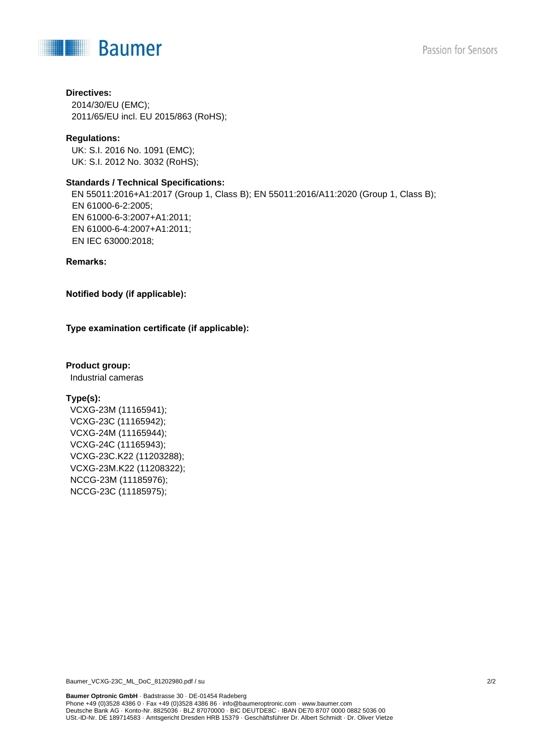**Directives:**

2014/30/EU (EMC);
2011/65/EU incl. EU 2015/863 (RoHS);

**Regulations:**

UK: S.I. 2016 No. 1091 (EMC);
UK: S.I. 2012 No. 3032 (RoHS);

**Standards / Technical Specifications:**

EN 55011:2016+A1:2017 (Group 1, Class B); EN 55011:2016/A11:2020 (Group 1, Class B);
EN 61000-6-2:2005;
EN 61000-6-3:2007+A1:2011;
EN 61000-6-4:2007+A1:2011;
EN IEC 63000:2018;

**Remarks:**

**Notified body (if applicable):**

**Type examination certificate (if applicable):**

**Product group:**

Industrial cameras

**Type(s):**

VCXG-23M (11165941);
VCXG-23C (11165942);
VCXG-24M (11165944);
VCXG-24C (11165943);
VCXG-23C.K22 (11203288);
VCXG-23M.K22 (11208322);
NCCG-23M (11185976);
NCCG-23C (11185975);

Baumer_VCXG-23C_ML_DoC_81202980.pdf / su

**Baumer Optronic GmbH** · Badstrasse 30 · DE-01454 Radeberg
Phone +49 (0)3528 4386 0 · Fax +49 (0)3528 4386 86 · info@baumeroptronic.com · www.baumer.com
Deutsche Bank AG · Konto-Nr. 8825036 · BLZ 87070000 · BIC DEUTDE8C · IBAN DE70 8707 0000 0882 5036 00
USt.-ID-Nr. DE 189714583 · Amtsgericht Dresden HRB 15379 · Geschäftsführer Dr. Albert Schmidt · Dr. Oliver Vietze